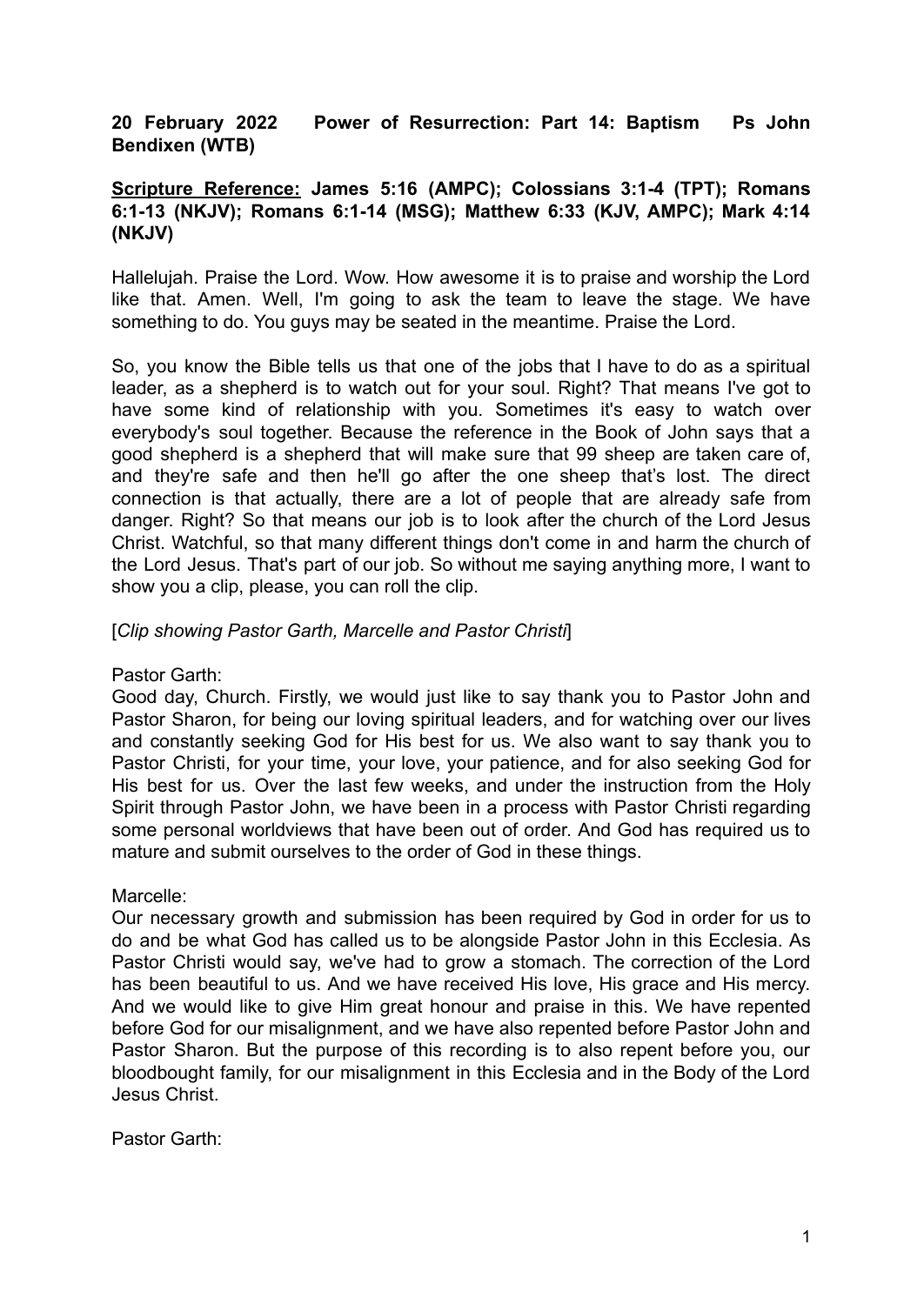**20 February 2022 Power of Resurrection: Part 14: Baptism Ps John Bendixen (WTB)**

**<u>Scripture Reference:</u> James 5:16 (AMPC); Colossians 3:1-4 (TPT); Romans 6:1-13 (NKJV); Romans 6:1-14 (MSG); Matthew 6:33 (KJV, AMPC); Mark 4:14 (NKJV)**

Hallelujah. Praise the Lord. Wow. How awesome it is to praise and worship the Lord like that. Amen. Well, I'm going to ask the team to leave the stage. We have something to do. You guys may be seated in the meantime. Praise the Lord.

So, you know the Bible tells us that one of the jobs that I have to do as a spiritual leader, as a shepherd is to watch out for your soul. Right? That means I've got to have some kind of relationship with you. Sometimes it's easy to watch over everybody's soul together. Because the reference in the Book of John says that a good shepherd is a shepherd that will make sure that 99 sheep are taken care of, and they're safe and then he'll go after the one sheep that's lost. The direct connection is that actually, there are a lot of people that are already safe from danger. Right? So that means our job is to look after the church of the Lord Jesus Christ. Watchful, so that many different things don't come in and harm the church of the Lord Jesus. That's part of our job. So without me saying anything more, I want to show you a clip, please, you can roll the clip.

[*Clip showing Pastor Garth, Marcelle and Pastor Christi*]

Pastor Garth:
Good day, Church. Firstly, we would just like to say thank you to Pastor John and Pastor Sharon, for being our loving spiritual leaders, and for watching over our lives and constantly seeking God for His best for us. We also want to say thank you to Pastor Christi, for your time, your love, your patience, and for also seeking God for His best for us. Over the last few weeks, and under the instruction from the Holy Spirit through Pastor John, we have been in a process with Pastor Christi regarding some personal worldviews that have been out of order. And God has required us to mature and submit ourselves to the order of God in these things.

Marcelle:
Our necessary growth and submission has been required by God in order for us to do and be what God has called us to be alongside Pastor John in this Ecclesia. As Pastor Christi would say, we've had to grow a stomach. The correction of the Lord has been beautiful to us. And we have received His love, His grace and His mercy. And we would like to give Him great honour and praise in this. We have repented before God for our misalignment, and we have also repented before Pastor John and Pastor Sharon. But the purpose of this recording is to also repent before you, our bloodbought family, for our misalignment in this Ecclesia and in the Body of the Lord Jesus Christ.

Pastor Garth: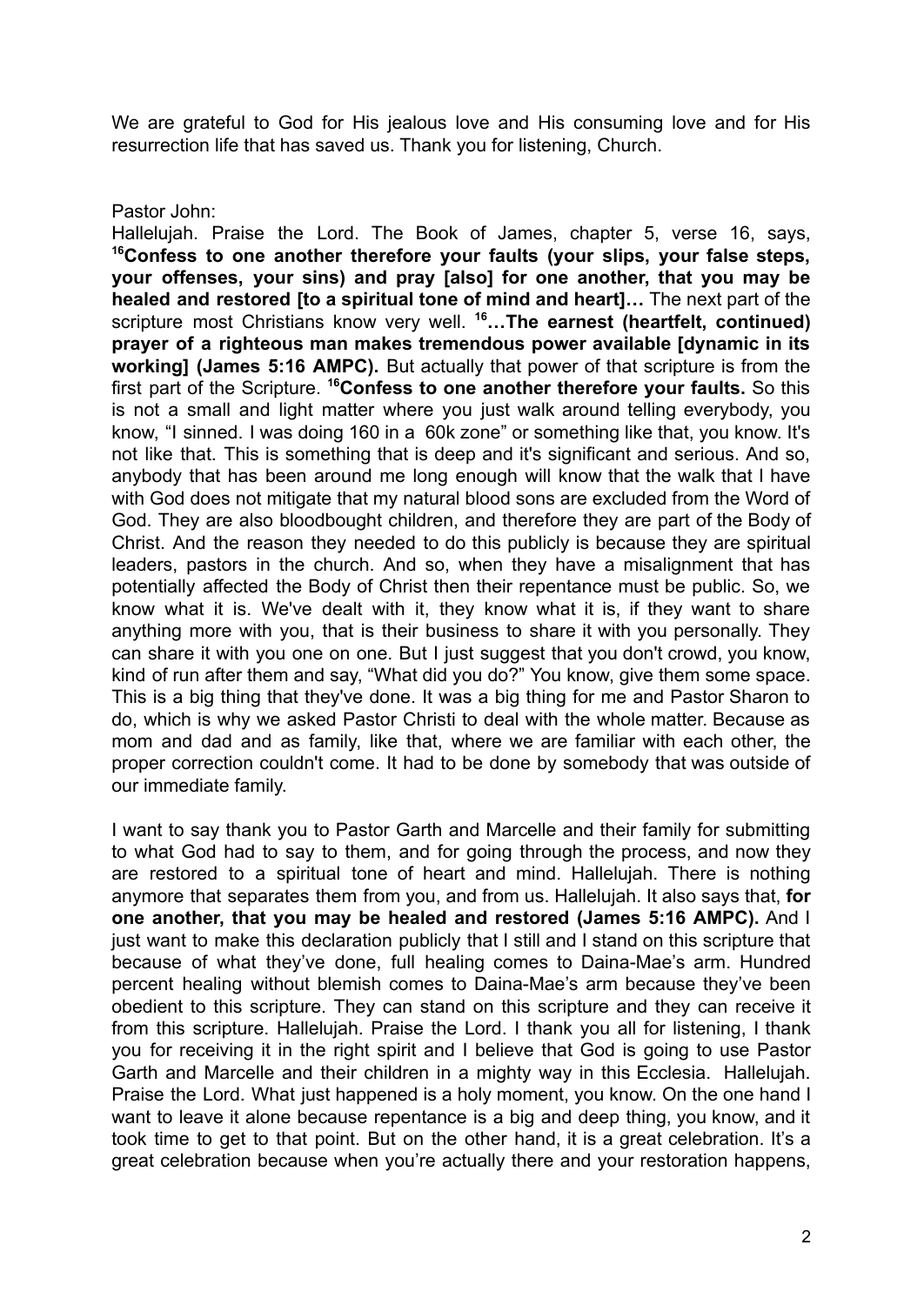We are grateful to God for His jealous love and His consuming love and for His resurrection life that has saved us. Thank you for listening, Church.

Pastor John:

Hallelujah. Praise the Lord. The Book of James, chapter 5, verse 16, says, **[16]Confess to one another therefore your faults (your slips, your false steps, your offenses, your sins) and pray [also] for one another, that you may be healed and restored [to a spiritual tone of mind and heart]…** The next part of the scripture most Christians know very well. **[16]…The earnest (heartfelt, continued) prayer of a righteous man makes tremendous power available [dynamic in its working] (James 5:16 AMPC).** But actually that power of that scripture is from the first part of the Scripture. **[16]Confess to one another therefore your faults.** So this is not a small and light matter where you just walk around telling everybody, you know, "I sinned. I was doing 160 in a 60k zone" or something like that, you know. It's not like that. This is something that is deep and it's significant and serious. And so, anybody that has been around me long enough will know that the walk that I have with God does not mitigate that my natural blood sons are excluded from the Word of God. They are also bloodbought children, and therefore they are part of the Body of Christ. And the reason they needed to do this publicly is because they are spiritual leaders, pastors in the church. And so, when they have a misalignment that has potentially affected the Body of Christ then their repentance must be public. So, we know what it is. We've dealt with it, they know what it is, if they want to share anything more with you, that is their business to share it with you personally. They can share it with you one on one. But I just suggest that you don't crowd, you know, kind of run after them and say, "What did you do?" You know, give them some space. This is a big thing that they've done. It was a big thing for me and Pastor Sharon to do, which is why we asked Pastor Christi to deal with the whole matter. Because as mom and dad and as family, like that, where we are familiar with each other, the proper correction couldn't come. It had to be done by somebody that was outside of our immediate family.

I want to say thank you to Pastor Garth and Marcelle and their family for submitting to what God had to say to them, and for going through the process, and now they are restored to a spiritual tone of heart and mind. Hallelujah. There is nothing anymore that separates them from you, and from us. Hallelujah. It also says that, **for one another, that you may be healed and restored (James 5:16 AMPC).** And I just want to make this declaration publicly that I still and I stand on this scripture that because of what they've done, full healing comes to Daina-Mae's arm. Hundred percent healing without blemish comes to Daina-Mae's arm because they've been obedient to this scripture. They can stand on this scripture and they can receive it from this scripture. Hallelujah. Praise the Lord. I thank you all for listening, I thank you for receiving it in the right spirit and I believe that God is going to use Pastor Garth and Marcelle and their children in a mighty way in this Ecclesia. Hallelujah. Praise the Lord. What just happened is a holy moment, you know. On the one hand I want to leave it alone because repentance is a big and deep thing, you know, and it took time to get to that point. But on the other hand, it is a great celebration. It's a great celebration because when you're actually there and your restoration happens,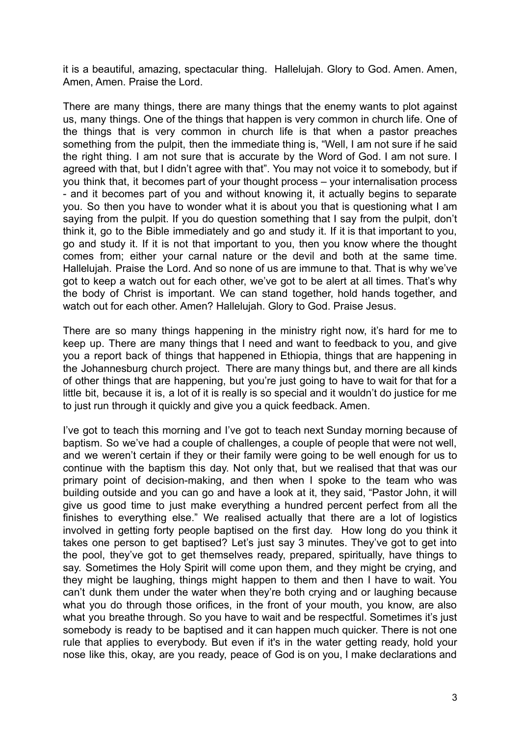it is a beautiful, amazing, spectacular thing. Hallelujah. Glory to God. Amen. Amen, Amen, Amen. Praise the Lord.

There are many things, there are many things that the enemy wants to plot against us, many things. One of the things that happen is very common in church life. One of the things that is very common in church life is that when a pastor preaches something from the pulpit, then the immediate thing is, "Well, I am not sure if he said the right thing. I am not sure that is accurate by the Word of God. I am not sure. I agreed with that, but I didn't agree with that". You may not voice it to somebody, but if you think that, it becomes part of your thought process – your internalisation process - and it becomes part of you and without knowing it, it actually begins to separate you. So then you have to wonder what it is about you that is questioning what I am saying from the pulpit. If you do question something that I say from the pulpit, don't think it, go to the Bible immediately and go and study it. If it is that important to you, go and study it. If it is not that important to you, then you know where the thought comes from; either your carnal nature or the devil and both at the same time. Hallelujah. Praise the Lord. And so none of us are immune to that. That is why we've got to keep a watch out for each other, we've got to be alert at all times. That's why the body of Christ is important. We can stand together, hold hands together, and watch out for each other. Amen? Hallelujah. Glory to God. Praise Jesus.

There are so many things happening in the ministry right now, it's hard for me to keep up. There are many things that I need and want to feedback to you, and give you a report back of things that happened in Ethiopia, things that are happening in the Johannesburg church project. There are many things but, and there are all kinds of other things that are happening, but you're just going to have to wait for that for a little bit, because it is, a lot of it is really is so special and it wouldn't do justice for me to just run through it quickly and give you a quick feedback. Amen.

I've got to teach this morning and I've got to teach next Sunday morning because of baptism. So we've had a couple of challenges, a couple of people that were not well, and we weren't certain if they or their family were going to be well enough for us to continue with the baptism this day. Not only that, but we realised that that was our primary point of decision-making, and then when I spoke to the team who was building outside and you can go and have a look at it, they said, "Pastor John, it will give us good time to just make everything a hundred percent perfect from all the finishes to everything else." We realised actually that there are a lot of logistics involved in getting forty people baptised on the first day. How long do you think it takes one person to get baptised? Let's just say 3 minutes. They've got to get into the pool, they've got to get themselves ready, prepared, spiritually, have things to say. Sometimes the Holy Spirit will come upon them, and they might be crying, and they might be laughing, things might happen to them and then I have to wait. You can't dunk them under the water when they're both crying and or laughing because what you do through those orifices, in the front of your mouth, you know, are also what you breathe through. So you have to wait and be respectful. Sometimes it's just somebody is ready to be baptised and it can happen much quicker. There is not one rule that applies to everybody. But even if it's in the water getting ready, hold your nose like this, okay, are you ready, peace of God is on you, I make declarations and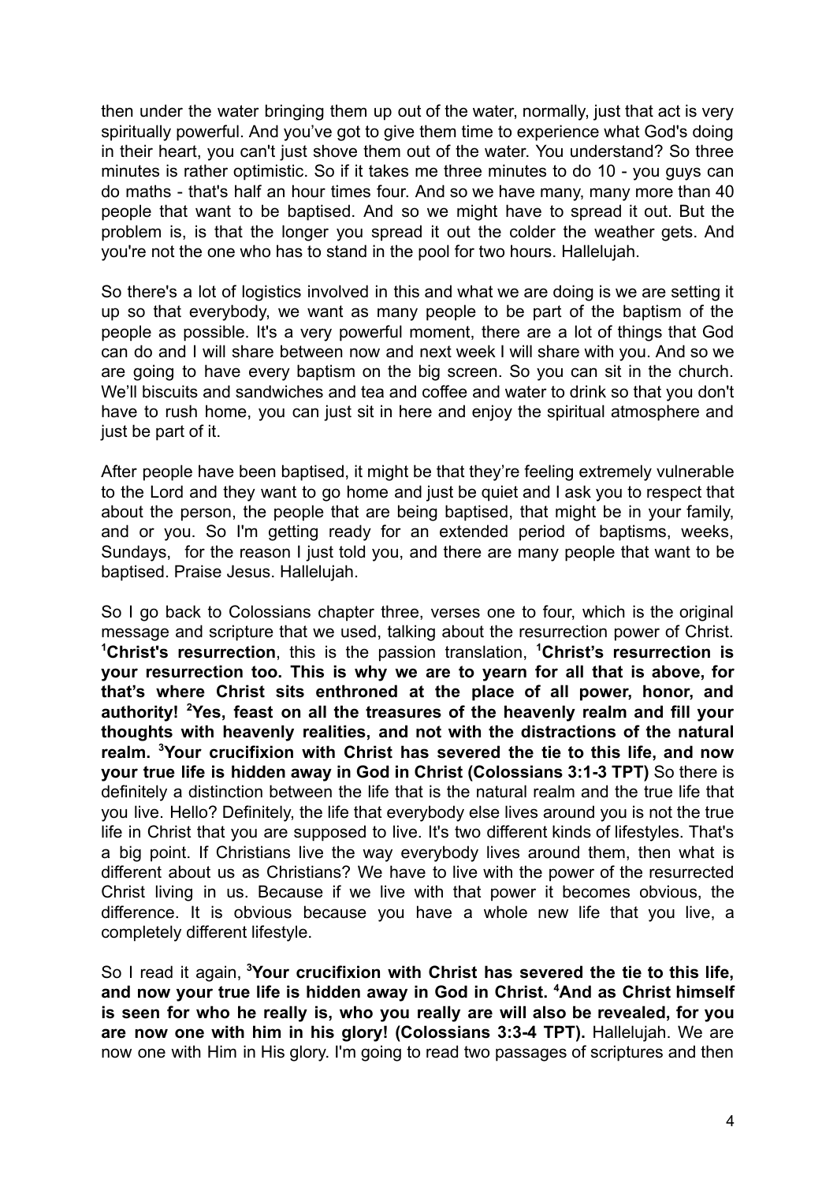then under the water bringing them up out of the water, normally, just that act is very spiritually powerful. And you've got to give them time to experience what God's doing in their heart, you can't just shove them out of the water. You understand? So three minutes is rather optimistic. So if it takes me three minutes to do 10 - you guys can do maths - that's half an hour times four. And so we have many, many more than 40 people that want to be baptised. And so we might have to spread it out. But the problem is, is that the longer you spread it out the colder the weather gets. And you're not the one who has to stand in the pool for two hours. Hallelujah.

So there's a lot of logistics involved in this and what we are doing is we are setting it up so that everybody, we want as many people to be part of the baptism of the people as possible. It's a very powerful moment, there are a lot of things that God can do and I will share between now and next week I will share with you. And so we are going to have every baptism on the big screen. So you can sit in the church. We'll biscuits and sandwiches and tea and coffee and water to drink so that you don't have to rush home, you can just sit in here and enjoy the spiritual atmosphere and just be part of it.

After people have been baptised, it might be that they're feeling extremely vulnerable to the Lord and they want to go home and just be quiet and I ask you to respect that about the person, the people that are being baptised, that might be in your family, and or you. So I'm getting ready for an extended period of baptisms, weeks, Sundays, for the reason I just told you, and there are many people that want to be baptised. Praise Jesus. Hallelujah.

So I go back to Colossians chapter three, verses one to four, which is the original message and scripture that we used, talking about the resurrection power of Christ. [1]**Christ's resurrection**, this is the passion translation, [1]**Christ's resurrection is your resurrection too. This is why we are to yearn for all that is above, for that's where Christ sits enthroned at the place of all power, honor, and authority!** [2]**Yes, feast on all the treasures of the heavenly realm and fill your thoughts with heavenly realities, and not with the distractions of the natural realm.** [3]**Your crucifixion with Christ has severed the tie to this life, and now your true life is hidden away in God in Christ (Colossians 3:1-3 TPT)** So there is definitely a distinction between the life that is the natural realm and the true life that you live. Hello? Definitely, the life that everybody else lives around you is not the true life in Christ that you are supposed to live. It's two different kinds of lifestyles. That's a big point. If Christians live the way everybody lives around them, then what is different about us as Christians? We have to live with the power of the resurrected Christ living in us. Because if we live with that power it becomes obvious, the difference. It is obvious because you have a whole new life that you live, a completely different lifestyle.

So I read it again, [3]**Your crucifixion with Christ has severed the tie to this life, and now your true life is hidden away in God in Christ.** [4]**And as Christ himself is seen for who he really is, who you really are will also be revealed, for you are now one with him in his glory! (Colossians 3:3-4 TPT).** Hallelujah. We are now one with Him in His glory. I'm going to read two passages of scriptures and then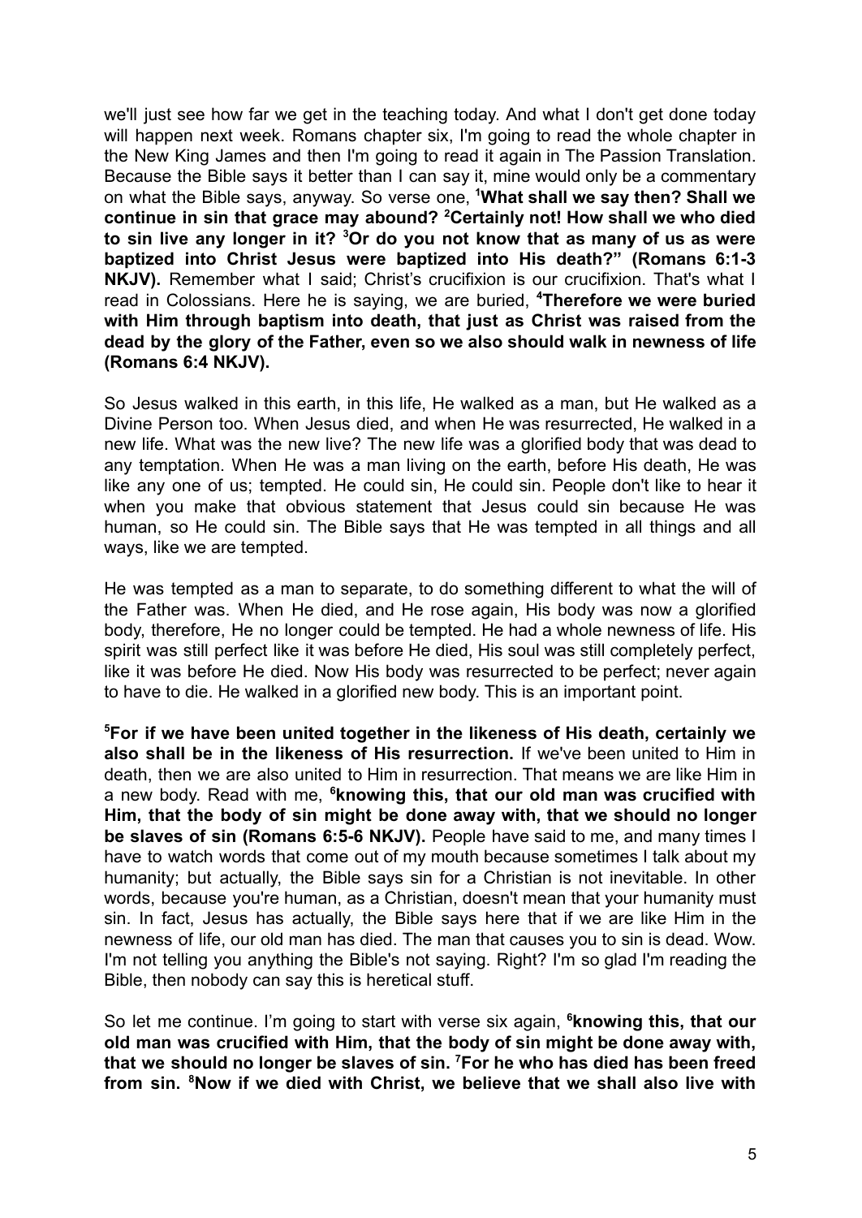we'll just see how far we get in the teaching today. And what I don't get done today will happen next week. Romans chapter six, I'm going to read the whole chapter in the New King James and then I'm going to read it again in The Passion Translation. Because the Bible says it better than I can say it, mine would only be a commentary on what the Bible says, anyway. So verse one, **[1]What shall we say then? Shall we continue in sin that grace may abound? [2]Certainly not! How shall we who died to sin live any longer in it? [3]Or do you not know that as many of us as were baptized into Christ Jesus were baptized into His death?" (Romans 6:1-3 NKJV).** Remember what I said; Christ's crucifixion is our crucifixion. That's what I read in Colossians. Here he is saying, we are buried, **[4]Therefore we were buried with Him through baptism into death, that just as Christ was raised from the dead by the glory of the Father, even so we also should walk in newness of life (Romans 6:4 NKJV).**

So Jesus walked in this earth, in this life, He walked as a man, but He walked as a Divine Person too. When Jesus died, and when He was resurrected, He walked in a new life. What was the new live? The new life was a glorified body that was dead to any temptation. When He was a man living on the earth, before His death, He was like any one of us; tempted. He could sin, He could sin. People don't like to hear it when you make that obvious statement that Jesus could sin because He was human, so He could sin. The Bible says that He was tempted in all things and all ways, like we are tempted.

He was tempted as a man to separate, to do something different to what the will of the Father was. When He died, and He rose again, His body was now a glorified body, therefore, He no longer could be tempted. He had a whole newness of life. His spirit was still perfect like it was before He died, His soul was still completely perfect, like it was before He died. Now His body was resurrected to be perfect; never again to have to die. He walked in a glorified new body. This is an important point.

**[5]For if we have been united together in the likeness of His death, certainly we also shall be in the likeness of His resurrection.** If we've been united to Him in death, then we are also united to Him in resurrection. That means we are like Him in a new body. Read with me, **[6]knowing this, that our old man was crucified with Him, that the body of sin might be done away with, that we should no longer be slaves of sin (Romans 6:5-6 NKJV).** People have said to me, and many times I have to watch words that come out of my mouth because sometimes I talk about my humanity; but actually, the Bible says sin for a Christian is not inevitable. In other words, because you're human, as a Christian, doesn't mean that your humanity must sin. In fact, Jesus has actually, the Bible says here that if we are like Him in the newness of life, our old man has died. The man that causes you to sin is dead. Wow. I'm not telling you anything the Bible's not saying. Right? I'm so glad I'm reading the Bible, then nobody can say this is heretical stuff.

So let me continue. I'm going to start with verse six again, **[6]knowing this, that our old man was crucified with Him, that the body of sin might be done away with, that we should no longer be slaves of sin. [7]For he who has died has been freed from sin. [8]Now if we died with Christ, we believe that we shall also live with**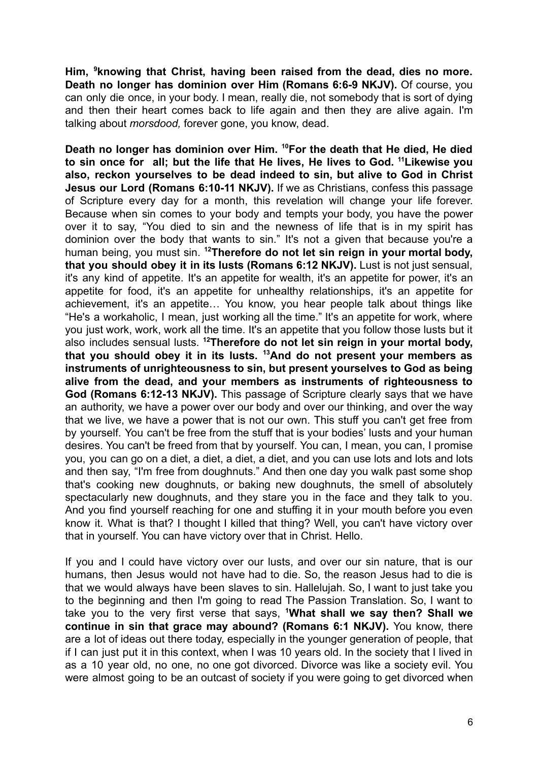**Him, [9]knowing that Christ, having been raised from the dead, dies no more. Death no longer has dominion over Him (Romans 6:6-9 NKJV).** Of course, you can only die once, in your body. I mean, really die, not somebody that is sort of dying and then their heart comes back to life again and then they are alive again. I'm talking about *morsdood,* forever gone, you know, dead.

**Death no longer has dominion over Him. [10]For the death that He died, He died to sin once for all; but the life that He lives, He lives to God. [11]Likewise you also, reckon yourselves to be dead indeed to sin, but alive to God in Christ Jesus our Lord (Romans 6:10-11 NKJV).** If we as Christians, confess this passage of Scripture every day for a month, this revelation will change your life forever. Because when sin comes to your body and tempts your body, you have the power over it to say, "You died to sin and the newness of life that is in my spirit has dominion over the body that wants to sin." It's not a given that because you're a human being, you must sin. **[12]Therefore do not let sin reign in your mortal body, that you should obey it in its lusts (Romans 6:12 NKJV).** Lust is not just sensual, it's any kind of appetite. It's an appetite for wealth, it's an appetite for power, it's an appetite for food, it's an appetite for unhealthy relationships, it's an appetite for achievement, it's an appetite… You know, you hear people talk about things like "He's a workaholic, I mean, just working all the time." It's an appetite for work, where you just work, work, work all the time. It's an appetite that you follow those lusts but it also includes sensual lusts. **[12]Therefore do not let sin reign in your mortal body, that you should obey it in its lusts. [13]And do not present your members as instruments of unrighteousness to sin, but present yourselves to God as being alive from the dead, and your members as instruments of righteousness to God (Romans 6:12-13 NKJV).** This passage of Scripture clearly says that we have an authority, we have a power over our body and over our thinking, and over the way that we live, we have a power that is not our own. This stuff you can't get free from by yourself. You can't be free from the stuff that is your bodies' lusts and your human desires. You can't be freed from that by yourself. You can, I mean, you can, I promise you, you can go on a diet, a diet, a diet, a diet, and you can use lots and lots and lots and then say, "I'm free from doughnuts." And then one day you walk past some shop that's cooking new doughnuts, or baking new doughnuts, the smell of absolutely spectacularly new doughnuts, and they stare you in the face and they talk to you. And you find yourself reaching for one and stuffing it in your mouth before you even know it. What is that? I thought I killed that thing? Well, you can't have victory over that in yourself. You can have victory over that in Christ. Hello.

If you and I could have victory over our lusts, and over our sin nature, that is our humans, then Jesus would not have had to die. So, the reason Jesus had to die is that we would always have been slaves to sin. Hallelujah. So, I want to just take you to the beginning and then I'm going to read The Passion Translation. So, I want to take you to the very first verse that says, **[1]What shall we say then? Shall we continue in sin that grace may abound? (Romans 6:1 NKJV).** You know, there are a lot of ideas out there today, especially in the younger generation of people, that if I can just put it in this context, when I was 10 years old. In the society that I lived in as a 10 year old, no one, no one got divorced. Divorce was like a society evil. You were almost going to be an outcast of society if you were going to get divorced when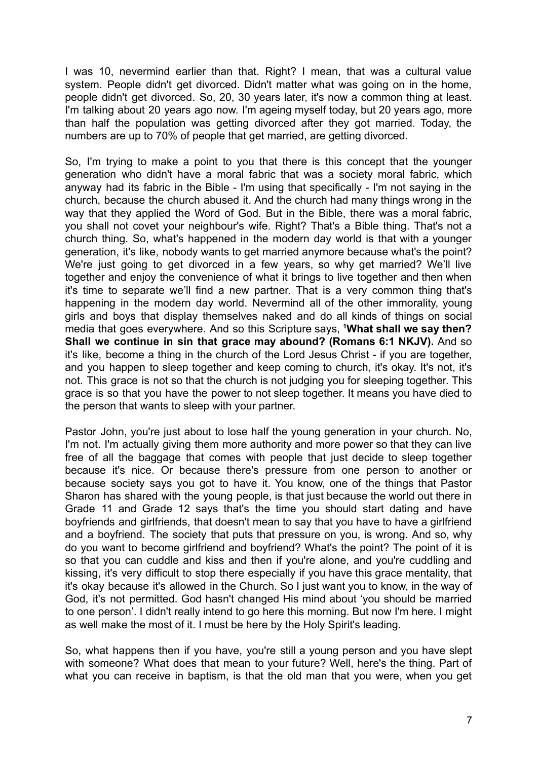I was 10, nevermind earlier than that. Right? I mean, that was a cultural value system. People didn't get divorced. Didn't matter what was going on in the home, people didn't get divorced. So, 20, 30 years later, it's now a common thing at least. I'm talking about 20 years ago now. I'm ageing myself today, but 20 years ago, more than half the population was getting divorced after they got married. Today, the numbers are up to 70% of people that get married, are getting divorced.

So, I'm trying to make a point to you that there is this concept that the younger generation who didn't have a moral fabric that was a society moral fabric, which anyway had its fabric in the Bible - I'm using that specifically - I'm not saying in the church, because the church abused it. And the church had many things wrong in the way that they applied the Word of God. But in the Bible, there was a moral fabric, you shall not covet your neighbour's wife. Right? That's a Bible thing. That's not a church thing. So, what's happened in the modern day world is that with a younger generation, it's like, nobody wants to get married anymore because what's the point? We're just going to get divorced in a few years, so why get married? We'll live together and enjoy the convenience of what it brings to live together and then when it's time to separate we'll find a new partner. That is a very common thing that's happening in the modern day world. Nevermind all of the other immorality, young girls and boys that display themselves naked and do all kinds of things on social media that goes everywhere. And so this Scripture says, [1]**What shall we say then? Shall we continue in sin that grace may abound? (Romans 6:1 NKJV).** And so it's like, become a thing in the church of the Lord Jesus Christ - if you are together, and you happen to sleep together and keep coming to church, it's okay. It's not, it's not. This grace is not so that the church is not judging you for sleeping together. This grace is so that you have the power to not sleep together. It means you have died to the person that wants to sleep with your partner.

Pastor John, you're just about to lose half the young generation in your church. No, I'm not. I'm actually giving them more authority and more power so that they can live free of all the baggage that comes with people that just decide to sleep together because it's nice. Or because there's pressure from one person to another or because society says you got to have it. You know, one of the things that Pastor Sharon has shared with the young people, is that just because the world out there in Grade 11 and Grade 12 says that's the time you should start dating and have boyfriends and girlfriends, that doesn't mean to say that you have to have a girlfriend and a boyfriend. The society that puts that pressure on you, is wrong. And so, why do you want to become girlfriend and boyfriend? What's the point? The point of it is so that you can cuddle and kiss and then if you're alone, and you're cuddling and kissing, it's very difficult to stop there especially if you have this grace mentality, that it's okay because it's allowed in the Church. So I just want you to know, in the way of God, it's not permitted. God hasn't changed His mind about 'you should be married to one person'. I didn't really intend to go here this morning. But now I'm here. I might as well make the most of it. I must be here by the Holy Spirit's leading.

So, what happens then if you have, you're still a young person and you have slept with someone? What does that mean to your future? Well, here's the thing. Part of what you can receive in baptism, is that the old man that you were, when you get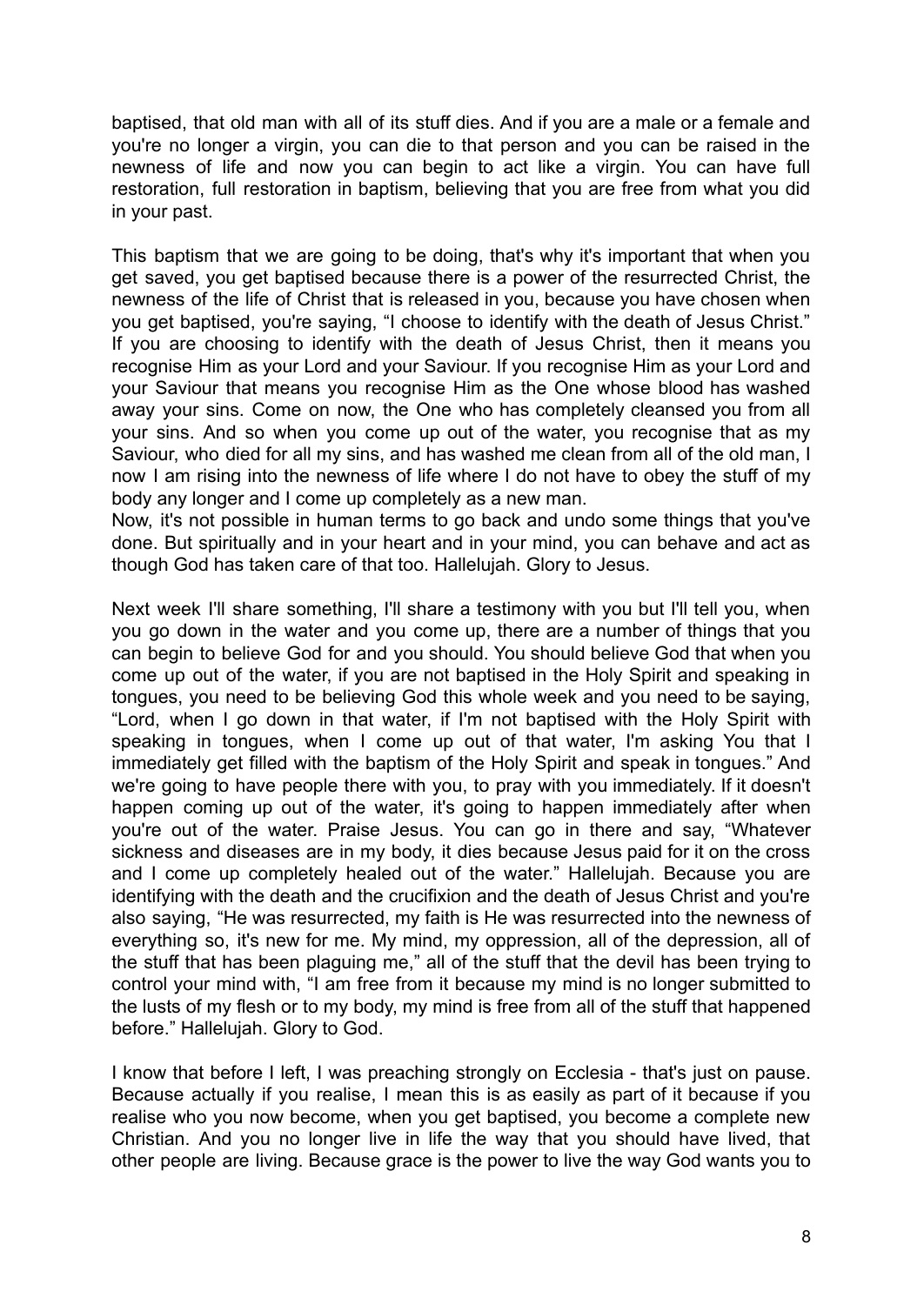baptised, that old man with all of its stuff dies. And if you are a male or a female and you're no longer a virgin, you can die to that person and you can be raised in the newness of life and now you can begin to act like a virgin. You can have full restoration, full restoration in baptism, believing that you are free from what you did in your past.

This baptism that we are going to be doing, that's why it's important that when you get saved, you get baptised because there is a power of the resurrected Christ, the newness of the life of Christ that is released in you, because you have chosen when you get baptised, you're saying, "I choose to identify with the death of Jesus Christ." If you are choosing to identify with the death of Jesus Christ, then it means you recognise Him as your Lord and your Saviour. If you recognise Him as your Lord and your Saviour that means you recognise Him as the One whose blood has washed away your sins. Come on now, the One who has completely cleansed you from all your sins. And so when you come up out of the water, you recognise that as my Saviour, who died for all my sins, and has washed me clean from all of the old man, I now I am rising into the newness of life where I do not have to obey the stuff of my body any longer and I come up completely as a new man.
Now, it's not possible in human terms to go back and undo some things that you've done. But spiritually and in your heart and in your mind, you can behave and act as though God has taken care of that too. Hallelujah. Glory to Jesus.

Next week I'll share something, I'll share a testimony with you but I'll tell you, when you go down in the water and you come up, there are a number of things that you can begin to believe God for and you should. You should believe God that when you come up out of the water, if you are not baptised in the Holy Spirit and speaking in tongues, you need to be believing God this whole week and you need to be saying, "Lord, when I go down in that water, if I'm not baptised with the Holy Spirit with speaking in tongues, when I come up out of that water, I'm asking You that I immediately get filled with the baptism of the Holy Spirit and speak in tongues." And we're going to have people there with you, to pray with you immediately. If it doesn't happen coming up out of the water, it's going to happen immediately after when you're out of the water. Praise Jesus. You can go in there and say, "Whatever sickness and diseases are in my body, it dies because Jesus paid for it on the cross and I come up completely healed out of the water." Hallelujah. Because you are identifying with the death and the crucifixion and the death of Jesus Christ and you're also saying, "He was resurrected, my faith is He was resurrected into the newness of everything so, it's new for me. My mind, my oppression, all of the depression, all of the stuff that has been plaguing me," all of the stuff that the devil has been trying to control your mind with, "I am free from it because my mind is no longer submitted to the lusts of my flesh or to my body, my mind is free from all of the stuff that happened before." Hallelujah. Glory to God.

I know that before I left, I was preaching strongly on Ecclesia - that's just on pause. Because actually if you realise, I mean this is as easily as part of it because if you realise who you now become, when you get baptised, you become a complete new Christian. And you no longer live in life the way that you should have lived, that other people are living. Because grace is the power to live the way God wants you to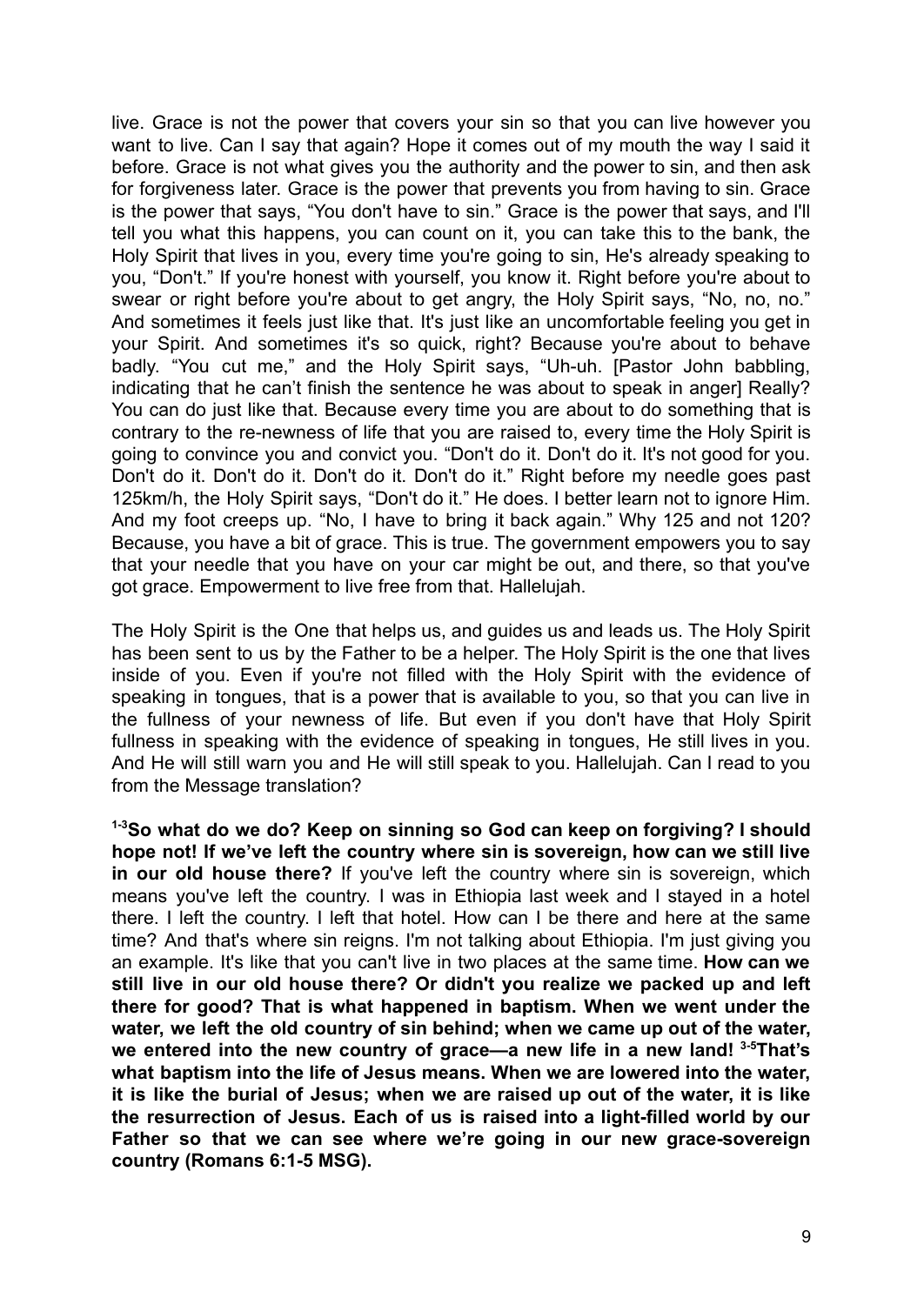live. Grace is not the power that covers your sin so that you can live however you want to live. Can I say that again? Hope it comes out of my mouth the way I said it before. Grace is not what gives you the authority and the power to sin, and then ask for forgiveness later. Grace is the power that prevents you from having to sin. Grace is the power that says, "You don't have to sin." Grace is the power that says, and I'll tell you what this happens, you can count on it, you can take this to the bank, the Holy Spirit that lives in you, every time you're going to sin, He's already speaking to you, "Don't." If you're honest with yourself, you know it. Right before you're about to swear or right before you're about to get angry, the Holy Spirit says, "No, no, no." And sometimes it feels just like that. It's just like an uncomfortable feeling you get in your Spirit. And sometimes it's so quick, right? Because you're about to behave badly. "You cut me," and the Holy Spirit says, "Uh-uh. [Pastor John babbling, indicating that he can't finish the sentence he was about to speak in anger] Really? You can do just like that. Because every time you are about to do something that is contrary to the re-newness of life that you are raised to, every time the Holy Spirit is going to convince you and convict you. "Don't do it. Don't do it. It's not good for you. Don't do it. Don't do it. Don't do it. Don't do it." Right before my needle goes past 125km/h, the Holy Spirit says, "Don't do it." He does. I better learn not to ignore Him. And my foot creeps up. "No, I have to bring it back again." Why 125 and not 120? Because, you have a bit of grace. This is true. The government empowers you to say that your needle that you have on your car might be out, and there, so that you've got grace. Empowerment to live free from that. Hallelujah.

The Holy Spirit is the One that helps us, and guides us and leads us. The Holy Spirit has been sent to us by the Father to be a helper. The Holy Spirit is the one that lives inside of you. Even if you're not filled with the Holy Spirit with the evidence of speaking in tongues, that is a power that is available to you, so that you can live in the fullness of your newness of life. But even if you don't have that Holy Spirit fullness in speaking with the evidence of speaking in tongues, He still lives in you. And He will still warn you and He will still speak to you. Hallelujah. Can I read to you from the Message translation?

**[1-3]So what do we do? Keep on sinning so God can keep on forgiving? I should hope not! If we've left the country where sin is sovereign, how can we still live in our old house there?** If you've left the country where sin is sovereign, which means you've left the country. I was in Ethiopia last week and I stayed in a hotel there. I left the country. I left that hotel. How can I be there and here at the same time? And that's where sin reigns. I'm not talking about Ethiopia. I'm just giving you an example. It's like that you can't live in two places at the same time. **How can we still live in our old house there? Or didn't you realize we packed up and left there for good? That is what happened in baptism. When we went under the water, we left the old country of sin behind; when we came up out of the water, we entered into the new country of grace—a new life in a new land! [3-5]That's what baptism into the life of Jesus means. When we are lowered into the water, it is like the burial of Jesus; when we are raised up out of the water, it is like the resurrection of Jesus. Each of us is raised into a light-filled world by our Father so that we can see where we're going in our new grace-sovereign country (Romans 6:1-5 MSG).**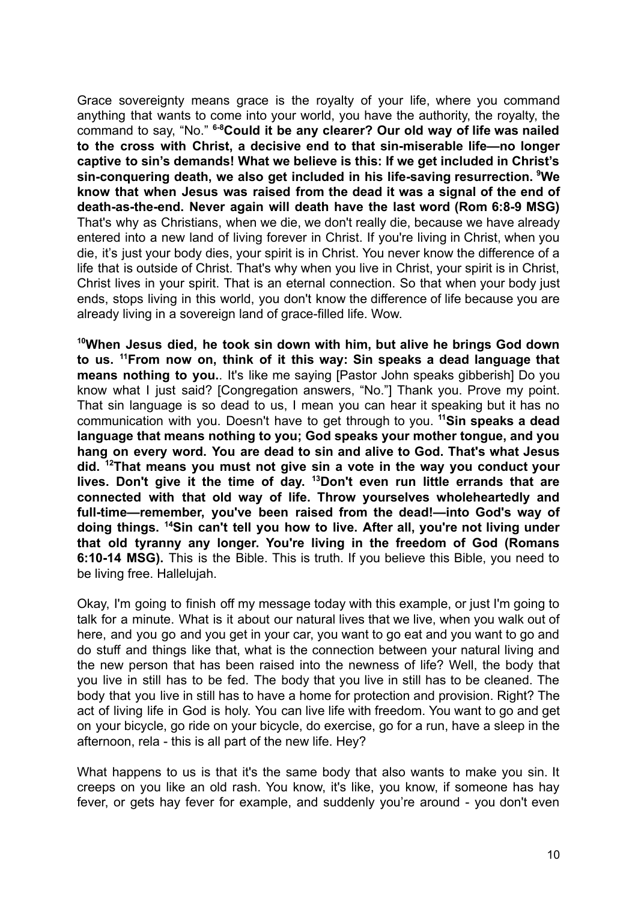Grace sovereignty means grace is the royalty of your life, where you command anything that wants to come into your world, you have the authority, the royalty, the command to say, "No." **[6-8]Could it be any clearer? Our old way of life was nailed to the cross with Christ, a decisive end to that sin-miserable life—no longer captive to sin's demands! What we believe is this: If we get included in Christ's sin-conquering death, we also get included in his life-saving resurrection. [9]We know that when Jesus was raised from the dead it was a signal of the end of death-as-the-end. Never again will death have the last word (Rom 6:8-9 MSG)** That's why as Christians, when we die, we don't really die, because we have already entered into a new land of living forever in Christ. If you're living in Christ, when you die, it's just your body dies, your spirit is in Christ. You never know the difference of a life that is outside of Christ. That's why when you live in Christ, your spirit is in Christ, Christ lives in your spirit. That is an eternal connection. So that when your body just ends, stops living in this world, you don't know the difference of life because you are already living in a sovereign land of grace-filled life. Wow.

**[10]When Jesus died, he took sin down with him, but alive he brings God down to us. [11]From now on, think of it this way: Sin speaks a dead language that means nothing to you.**. It's like me saying [Pastor John speaks gibberish] Do you know what I just said? [Congregation answers, "No."] Thank you. Prove my point. That sin language is so dead to us, I mean you can hear it speaking but it has no communication with you. Doesn't have to get through to you. **[11]Sin speaks a dead language that means nothing to you; God speaks your mother tongue, and you hang on every word. You are dead to sin and alive to God. That's what Jesus did. [12]That means you must not give sin a vote in the way you conduct your lives. Don't give it the time of day. [13]Don't even run little errands that are connected with that old way of life. Throw yourselves wholeheartedly and full-time—remember, you've been raised from the dead!—into God's way of doing things. [14]Sin can't tell you how to live. After all, you're not living under that old tyranny any longer. You're living in the freedom of God (Romans 6:10-14 MSG).** This is the Bible. This is truth. If you believe this Bible, you need to be living free. Hallelujah.

Okay, I'm going to finish off my message today with this example, or just I'm going to talk for a minute. What is it about our natural lives that we live, when you walk out of here, and you go and you get in your car, you want to go eat and you want to go and do stuff and things like that, what is the connection between your natural living and the new person that has been raised into the newness of life? Well, the body that you live in still has to be fed. The body that you live in still has to be cleaned. The body that you live in still has to have a home for protection and provision. Right? The act of living life in God is holy. You can live life with freedom. You want to go and get on your bicycle, go ride on your bicycle, do exercise, go for a run, have a sleep in the afternoon, rela - this is all part of the new life. Hey?

What happens to us is that it's the same body that also wants to make you sin. It creeps on you like an old rash. You know, it's like, you know, if someone has hay fever, or gets hay fever for example, and suddenly you're around - you don't even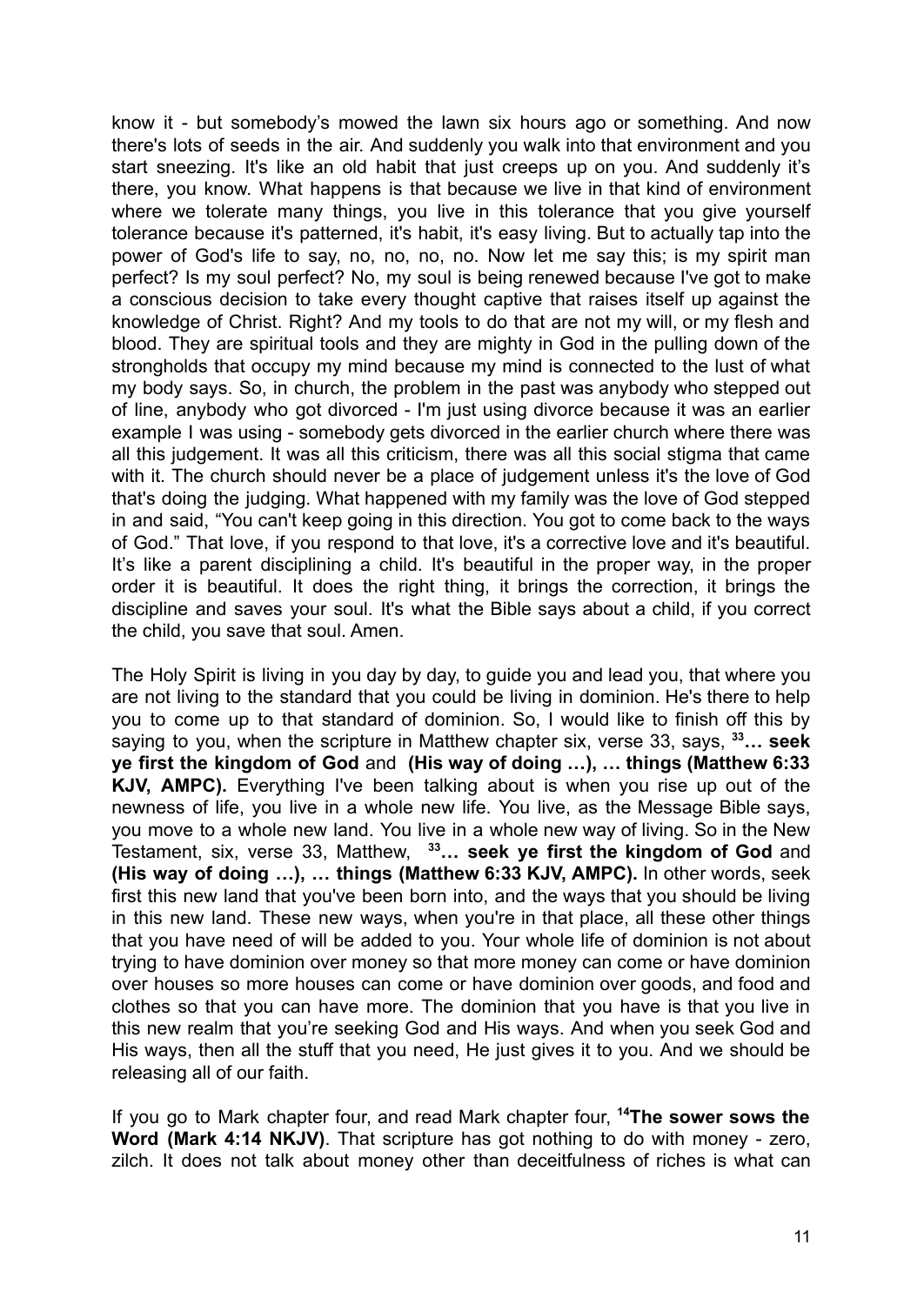know it - but somebody's mowed the lawn six hours ago or something. And now there's lots of seeds in the air. And suddenly you walk into that environment and you start sneezing. It's like an old habit that just creeps up on you. And suddenly it's there, you know. What happens is that because we live in that kind of environment where we tolerate many things, you live in this tolerance that you give yourself tolerance because it's patterned, it's habit, it's easy living. But to actually tap into the power of God's life to say, no, no, no, no. Now let me say this; is my spirit man perfect? Is my soul perfect? No, my soul is being renewed because I've got to make a conscious decision to take every thought captive that raises itself up against the knowledge of Christ. Right? And my tools to do that are not my will, or my flesh and blood. They are spiritual tools and they are mighty in God in the pulling down of the strongholds that occupy my mind because my mind is connected to the lust of what my body says. So, in church, the problem in the past was anybody who stepped out of line, anybody who got divorced - I'm just using divorce because it was an earlier example I was using - somebody gets divorced in the earlier church where there was all this judgement. It was all this criticism, there was all this social stigma that came with it. The church should never be a place of judgement unless it's the love of God that's doing the judging. What happened with my family was the love of God stepped in and said, "You can't keep going in this direction. You got to come back to the ways of God." That love, if you respond to that love, it's a corrective love and it's beautiful. It's like a parent disciplining a child. It's beautiful in the proper way, in the proper order it is beautiful. It does the right thing, it brings the correction, it brings the discipline and saves your soul. It's what the Bible says about a child, if you correct the child, you save that soul. Amen.

The Holy Spirit is living in you day by day, to guide you and lead you, that where you are not living to the standard that you could be living in dominion. He's there to help you to come up to that standard of dominion. So, I would like to finish off this by saying to you, when the scripture in Matthew chapter six, verse 33, says, **[33]… seek ye first the kingdom of God** and **(His way of doing …), … things (Matthew 6:33 KJV, AMPC).** Everything I've been talking about is when you rise up out of the newness of life, you live in a whole new life. You live, as the Message Bible says, you move to a whole new land. You live in a whole new way of living. So in the New Testament, six, verse 33, Matthew, **[33]… seek ye first the kingdom of God** and **(His way of doing …), … things (Matthew 6:33 KJV, AMPC).** In other words, seek first this new land that you've been born into, and the ways that you should be living in this new land. These new ways, when you're in that place, all these other things that you have need of will be added to you. Your whole life of dominion is not about trying to have dominion over money so that more money can come or have dominion over houses so more houses can come or have dominion over goods, and food and clothes so that you can have more. The dominion that you have is that you live in this new realm that you're seeking God and His ways. And when you seek God and His ways, then all the stuff that you need, He just gives it to you. And we should be releasing all of our faith.

If you go to Mark chapter four, and read Mark chapter four, **[14]The sower sows the Word (Mark 4:14 NKJV)**. That scripture has got nothing to do with money - zero, zilch. It does not talk about money other than deceitfulness of riches is what can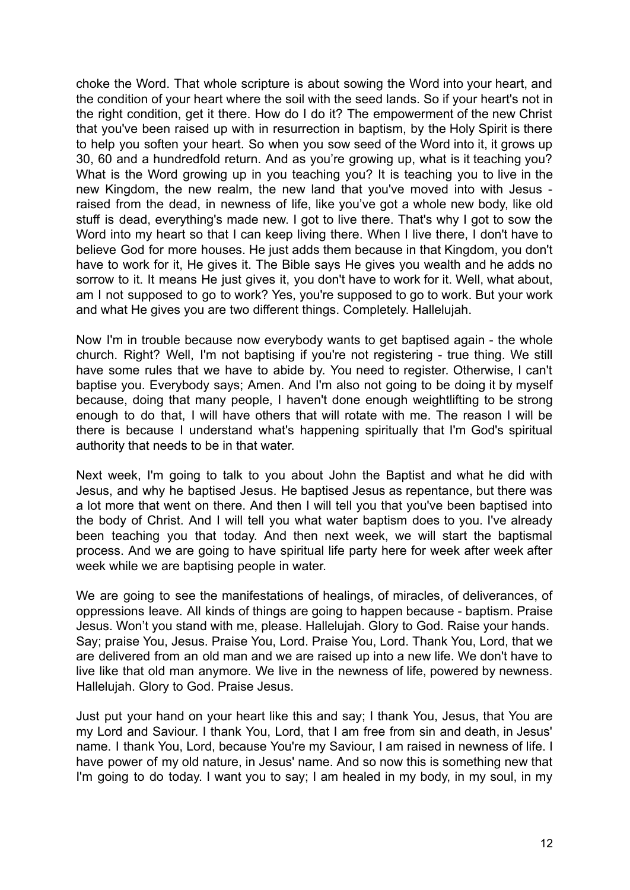choke the Word. That whole scripture is about sowing the Word into your heart, and the condition of your heart where the soil with the seed lands. So if your heart's not in the right condition, get it there. How do I do it? The empowerment of the new Christ that you've been raised up with in resurrection in baptism, by the Holy Spirit is there to help you soften your heart. So when you sow seed of the Word into it, it grows up 30, 60 and a hundredfold return. And as you're growing up, what is it teaching you? What is the Word growing up in you teaching you? It is teaching you to live in the new Kingdom, the new realm, the new land that you've moved into with Jesus - raised from the dead, in newness of life, like you've got a whole new body, like old stuff is dead, everything's made new. I got to live there. That's why I got to sow the Word into my heart so that I can keep living there. When I live there, I don't have to believe God for more houses. He just adds them because in that Kingdom, you don't have to work for it, He gives it. The Bible says He gives you wealth and he adds no sorrow to it. It means He just gives it, you don't have to work for it. Well, what about, am I not supposed to go to work? Yes, you're supposed to go to work. But your work and what He gives you are two different things. Completely. Hallelujah.

Now I'm in trouble because now everybody wants to get baptised again - the whole church. Right? Well, I'm not baptising if you're not registering - true thing. We still have some rules that we have to abide by. You need to register. Otherwise, I can't baptise you. Everybody says; Amen. And I'm also not going to be doing it by myself because, doing that many people, I haven't done enough weightlifting to be strong enough to do that, I will have others that will rotate with me. The reason I will be there is because I understand what's happening spiritually that I'm God's spiritual authority that needs to be in that water.

Next week, I'm going to talk to you about John the Baptist and what he did with Jesus, and why he baptised Jesus. He baptised Jesus as repentance, but there was a lot more that went on there. And then I will tell you that you've been baptised into the body of Christ. And I will tell you what water baptism does to you. I've already been teaching you that today. And then next week, we will start the baptismal process. And we are going to have spiritual life party here for week after week after week while we are baptising people in water.

We are going to see the manifestations of healings, of miracles, of deliverances, of oppressions leave. All kinds of things are going to happen because - baptism. Praise Jesus. Won't you stand with me, please. Hallelujah. Glory to God. Raise your hands. Say; praise You, Jesus. Praise You, Lord. Praise You, Lord. Thank You, Lord, that we are delivered from an old man and we are raised up into a new life. We don't have to live like that old man anymore. We live in the newness of life, powered by newness. Hallelujah. Glory to God. Praise Jesus.

Just put your hand on your heart like this and say; I thank You, Jesus, that You are my Lord and Saviour. I thank You, Lord, that I am free from sin and death, in Jesus' name. I thank You, Lord, because You're my Saviour, I am raised in newness of life. I have power of my old nature, in Jesus' name. And so now this is something new that I'm going to do today. I want you to say; I am healed in my body, in my soul, in my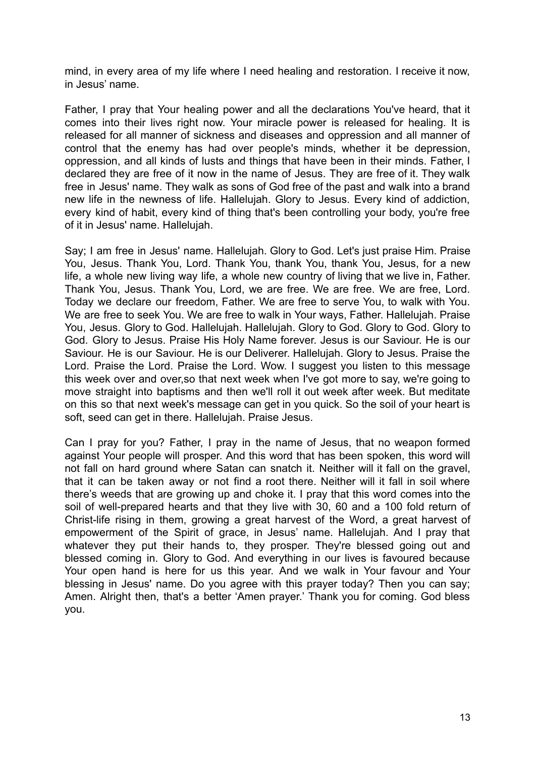mind, in every area of my life where I need healing and restoration. I receive it now, in Jesus' name.

Father, I pray that Your healing power and all the declarations You've heard, that it comes into their lives right now. Your miracle power is released for healing. It is released for all manner of sickness and diseases and oppression and all manner of control that the enemy has had over people's minds, whether it be depression, oppression, and all kinds of lusts and things that have been in their minds. Father, I declared they are free of it now in the name of Jesus. They are free of it. They walk free in Jesus' name. They walk as sons of God free of the past and walk into a brand new life in the newness of life. Hallelujah. Glory to Jesus. Every kind of addiction, every kind of habit, every kind of thing that's been controlling your body, you're free of it in Jesus' name. Hallelujah.

Say; I am free in Jesus' name. Hallelujah. Glory to God. Let's just praise Him. Praise You, Jesus. Thank You, Lord. Thank You, thank You, thank You, Jesus, for a new life, a whole new living way life, a whole new country of living that we live in, Father. Thank You, Jesus. Thank You, Lord, we are free. We are free. We are free, Lord. Today we declare our freedom, Father. We are free to serve You, to walk with You. We are free to seek You. We are free to walk in Your ways, Father. Hallelujah. Praise You, Jesus. Glory to God. Hallelujah. Hallelujah. Glory to God. Glory to God. Glory to God. Glory to Jesus. Praise His Holy Name forever. Jesus is our Saviour. He is our Saviour. He is our Saviour. He is our Deliverer. Hallelujah. Glory to Jesus. Praise the Lord. Praise the Lord. Praise the Lord. Wow. I suggest you listen to this message this week over and over,so that next week when I've got more to say, we're going to move straight into baptisms and then we'll roll it out week after week. But meditate on this so that next week's message can get in you quick. So the soil of your heart is soft, seed can get in there. Hallelujah. Praise Jesus.

Can I pray for you? Father, I pray in the name of Jesus, that no weapon formed against Your people will prosper. And this word that has been spoken, this word will not fall on hard ground where Satan can snatch it. Neither will it fall on the gravel, that it can be taken away or not find a root there. Neither will it fall in soil where there's weeds that are growing up and choke it. I pray that this word comes into the soil of well-prepared hearts and that they live with 30, 60 and a 100 fold return of Christ-life rising in them, growing a great harvest of the Word, a great harvest of empowerment of the Spirit of grace, in Jesus' name. Hallelujah. And I pray that whatever they put their hands to, they prosper. They're blessed going out and blessed coming in. Glory to God. And everything in our lives is favoured because Your open hand is here for us this year. And we walk in Your favour and Your blessing in Jesus' name. Do you agree with this prayer today? Then you can say; Amen. Alright then, that's a better 'Amen prayer.' Thank you for coming. God bless you.